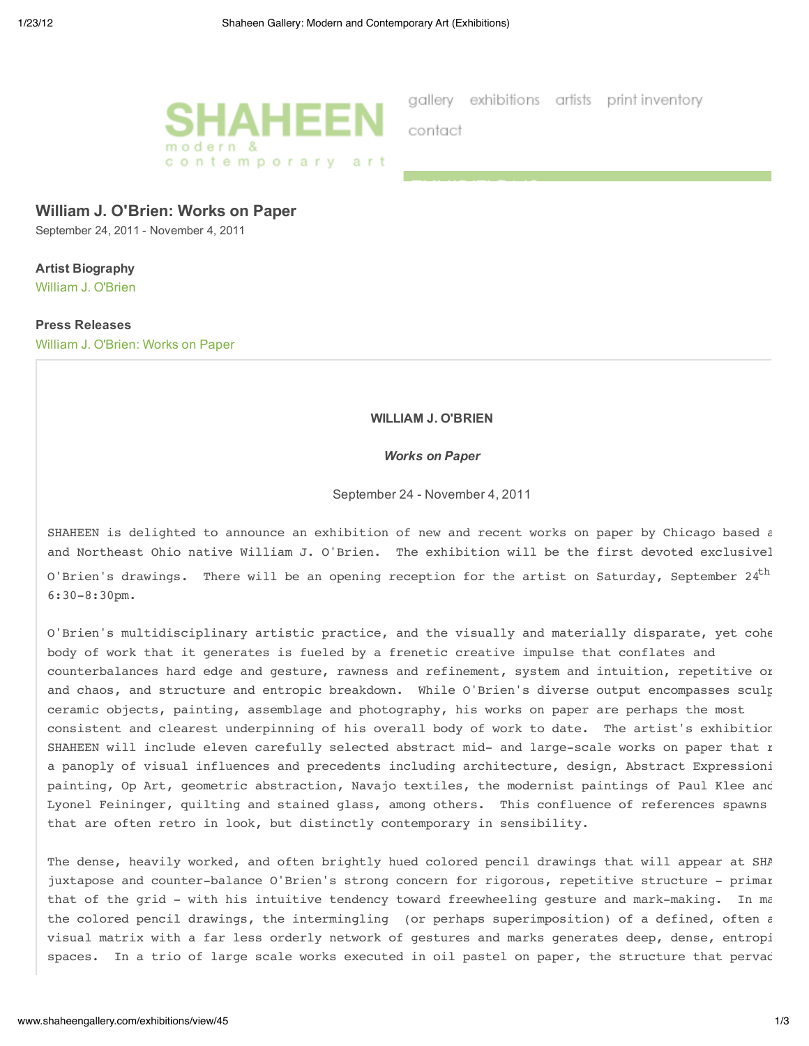SHAHEEN
modern & contemporary art

gallery exhibitions artists print inventory contact

## William J. O'Brien: Works on Paper

September 24, 2011 - November 4, 2011

**Artist Biography**

William J. O'Brien

**Press Releases**

William J. O'Brien: Works on Paper

**WILLIAM J. O'BRIEN**

***Works on Paper***

September 24 - November 4, 2011

SHAHEEN is delighted to announce an exhibition of new and recent works on paper by Chicago based a and Northeast Ohio native William J. O'Brien. The exhibition will be the first devoted exclusivel O'Brien's drawings. There will be an opening reception for the artist on Saturday, September 24th 6:30-8:30pm.

O'Brien's multidisciplinary artistic practice, and the visually and materially disparate, yet cohe body of work that it generates is fueled by a frenetic creative impulse that conflates and counterbalances hard edge and gesture, rawness and refinement, system and intuition, repetitive or and chaos, and structure and entropic breakdown. While O'Brien's diverse output encompasses sculp ceramic objects, painting, assemblage and photography, his works on paper are perhaps the most consistent and clearest underpinning of his overall body of work to date. The artist's exhibition SHAHEEN will include eleven carefully selected abstract mid- and large-scale works on paper that r a panoply of visual influences and precedents including architecture, design, Abstract Expressioni painting, Op Art, geometric abstraction, Navajo textiles, the modernist paintings of Paul Klee and Lyonel Feininger, quilting and stained glass, among others. This confluence of references spawns that are often retro in look, but distinctly contemporary in sensibility.

The dense, heavily worked, and often brightly hued colored pencil drawings that will appear at SHA juxtapose and counter-balance O'Brien's strong concern for rigorous, repetitive structure - primar that of the grid - with his intuitive tendency toward freewheeling gesture and mark-making. In ma the colored pencil drawings, the intermingling (or perhaps superimposition) of a defined, often a visual matrix with a far less orderly network of gestures and marks generates deep, dense, entropi spaces. In a trio of large scale works executed in oil pastel on paper, the structure that pervad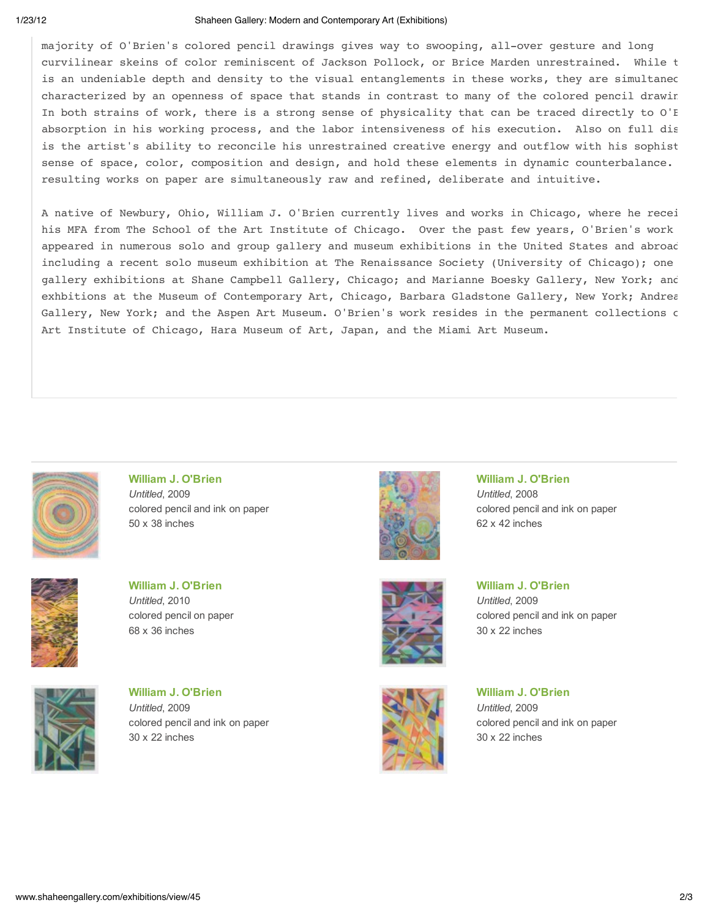majority of O'Brien's colored pencil drawings gives way to swooping, all-over gesture and long curvilinear skeins of color reminiscent of Jackson Pollock, or Brice Marden unrestrained. While t is an undeniable depth and density to the visual entanglements in these works, they are simultaneo characterized by an openness of space that stands in contrast to many of the colored pencil drawir In both strains of work, there is a strong sense of physicality that can be traced directly to O'E absorption in his working process, and the labor intensiveness of his execution. Also on full dis is the artist's ability to reconcile his unrestrained creative energy and outflow with his sophist sense of space, color, composition and design, and hold these elements in dynamic counterbalance. resulting works on paper are simultaneously raw and refined, deliberate and intuitive.

A native of Newbury, Ohio, William J. O'Brien currently lives and works in Chicago, where he recei his MFA from The School of the Art Institute of Chicago. Over the past few years, O'Brien's work appeared in numerous solo and group gallery and museum exhibitions in the United States and abroad including a recent solo museum exhibition at The Renaissance Society (University of Chicago); one gallery exhibitions at Shane Campbell Gallery, Chicago; and Marianne Boesky Gallery, New York; and exhbitions at the Museum of Contemporary Art, Chicago, Barbara Gladstone Gallery, New York; Andrea Gallery, New York; and the Aspen Art Museum. O'Brien's work resides in the permanent collections c Art Institute of Chicago, Hara Museum of Art, Japan, and the Miami Art Museum.

**William J. O'Brien**
*Untitled*, 2009
colored pencil and ink on paper
50 x 38 inches

**William J. O'Brien**
*Untitled*, 2008
colored pencil and ink on paper
62 x 42 inches

**William J. O'Brien**
*Untitled*, 2010
colored pencil on paper
68 x 36 inches

**William J. O'Brien**
*Untitled*, 2009
colored pencil and ink on paper
30 x 22 inches

**William J. O'Brien**
*Untitled*, 2009
colored pencil and ink on paper
30 x 22 inches

**William J. O'Brien**
*Untitled*, 2009
colored pencil and ink on paper
30 x 22 inches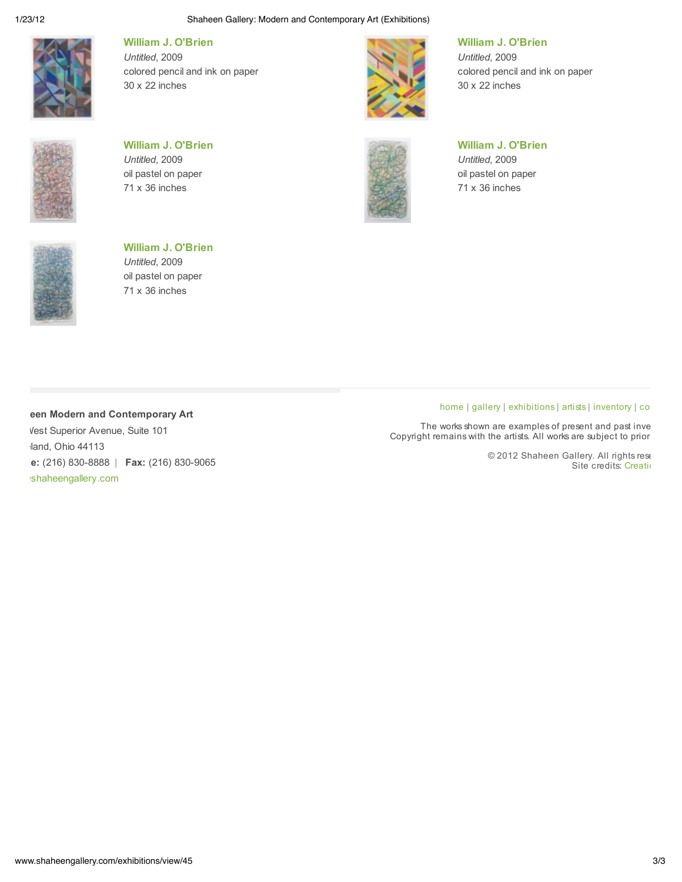**William J. O'Brien**
*Untitled*, 2009
colored pencil and ink on paper
30 x 22 inches

**William J. O'Brien**
*Untitled*, 2009
colored pencil and ink on paper
30 x 22 inches

**William J. O'Brien**
*Untitled*, 2009
oil pastel on paper
71 x 36 inches

**William J. O'Brien**
*Untitled*, 2009
oil pastel on paper
71 x 36 inches

**William J. O'Brien**
*Untitled*, 2009
oil pastel on paper
71 x 36 inches

---

**een Modern and Contemporary Art**
Vest Superior Avenue, Suite 101
land, Ohio 44113
**e:** (216) 830-8888 | **Fax:** (216) 830-9065
shaheengallery.com

home | gallery | exhibitions | artists | inventory | co

The works shown are examples of present and past inve
Copyright remains with the artists. All works are subject to prior

© 2012 Shaheen Gallery. All rights rese
Site credits: Creati